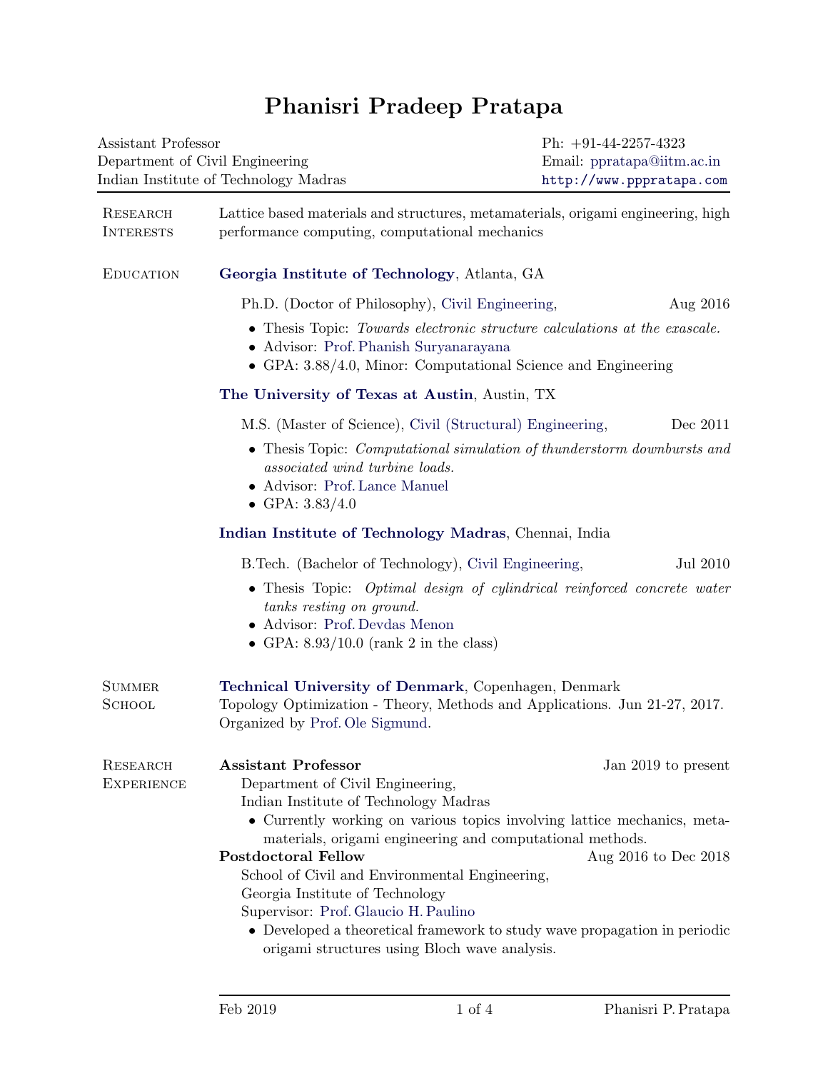# Phanisri Pradeep Pratapa

Assistant Professor
Department of Civil Engineering
Indian Institute of Technology Madras

Ph: +91-44-2257-4323
Email: ppratapa@iitm.ac.in
http://www.pppratapa.com

## Research Interests

Lattice based materials and structures, metamaterials, origami engineering, high performance computing, computational mechanics

## Education

**Georgia Institute of Technology**, Atlanta, GA

Ph.D. (Doctor of Philosophy), Civil Engineering, Aug 2016

- Thesis Topic: *Towards electronic structure calculations at the exascale.*
- Advisor: Prof. Phanish Suryanarayana
- GPA: 3.88/4.0, Minor: Computational Science and Engineering

**The University of Texas at Austin**, Austin, TX

M.S. (Master of Science), Civil (Structural) Engineering, Dec 2011

- Thesis Topic: *Computational simulation of thunderstorm downbursts and associated wind turbine loads.*
- Advisor: Prof. Lance Manuel
- GPA: 3.83/4.0

**Indian Institute of Technology Madras**, Chennai, India

B.Tech. (Bachelor of Technology), Civil Engineering, Jul 2010

- Thesis Topic: *Optimal design of cylindrical reinforced concrete water tanks resting on ground.*
- Advisor: Prof. Devdas Menon
- GPA: 8.93/10.0 (rank 2 in the class)

## Summer School

**Technical University of Denmark**, Copenhagen, Denmark
Topology Optimization - Theory, Methods and Applications. Jun 21-27, 2017.
Organized by Prof. Ole Sigmund.

## Research Experience

**Assistant Professor** Jan 2019 to present

Department of Civil Engineering,
Indian Institute of Technology Madras

- Currently working on various topics involving lattice mechanics, metamaterials, origami engineering and computational methods.

**Postdoctoral Fellow** Aug 2016 to Dec 2018

School of Civil and Environmental Engineering,
Georgia Institute of Technology
Supervisor: Prof. Glaucio H. Paulino

- Developed a theoretical framework to study wave propagation in periodic origami structures using Bloch wave analysis.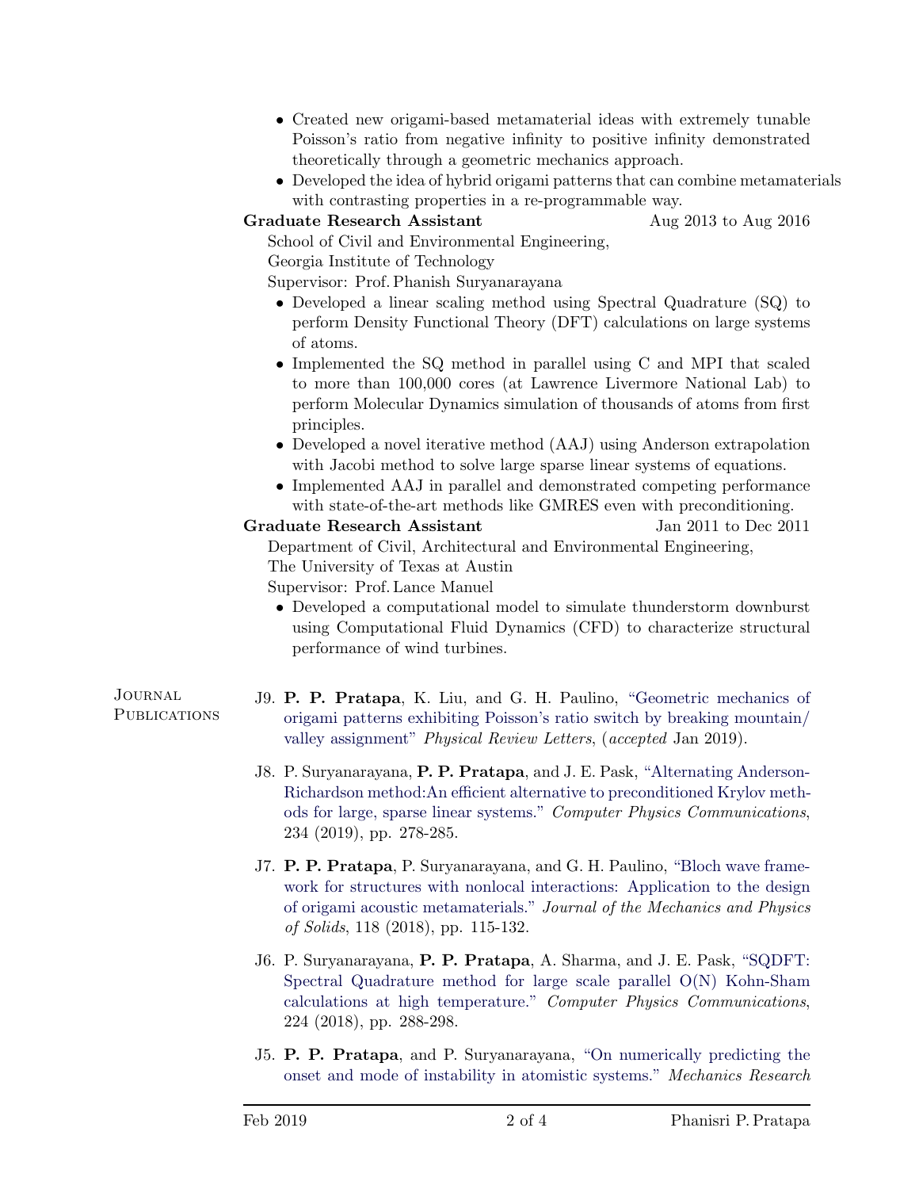- Created new origami-based metamaterial ideas with extremely tunable Poisson's ratio from negative infinity to positive infinity demonstrated theoretically through a geometric mechanics approach.
- Developed the idea of hybrid origami patterns that can combine metamaterials with contrasting properties in a re-programmable way.

**Graduate Research Assistant** Aug 2013 to Aug 2016

School of Civil and Environmental Engineering,
Georgia Institute of Technology
Supervisor: Prof. Phanish Suryanarayana

- Developed a linear scaling method using Spectral Quadrature (SQ) to perform Density Functional Theory (DFT) calculations on large systems of atoms.
- Implemented the SQ method in parallel using C and MPI that scaled to more than 100,000 cores (at Lawrence Livermore National Lab) to perform Molecular Dynamics simulation of thousands of atoms from first principles.
- Developed a novel iterative method (AAJ) using Anderson extrapolation with Jacobi method to solve large sparse linear systems of equations.
- Implemented AAJ in parallel and demonstrated competing performance with state-of-the-art methods like GMRES even with preconditioning.

**Graduate Research Assistant** Jan 2011 to Dec 2011

Department of Civil, Architectural and Environmental Engineering,
The University of Texas at Austin
Supervisor: Prof. Lance Manuel

- Developed a computational model to simulate thunderstorm downburst using Computational Fluid Dynamics (CFD) to characterize structural performance of wind turbines.

## Journal Publications

J9. **P. P. Pratapa**, K. Liu, and G. H. Paulino, "Geometric mechanics of origami patterns exhibiting Poisson's ratio switch by breaking mountain/valley assignment" *Physical Review Letters*, (*accepted* Jan 2019).

J8. P. Suryanarayana, **P. P. Pratapa**, and J. E. Pask, "Alternating Anderson-Richardson method:An efficient alternative to preconditioned Krylov methods for large, sparse linear systems." *Computer Physics Communications*, 234 (2019), pp. 278-285.

J7. **P. P. Pratapa**, P. Suryanarayana, and G. H. Paulino, "Bloch wave framework for structures with nonlocal interactions: Application to the design of origami acoustic metamaterials." *Journal of the Mechanics and Physics of Solids*, 118 (2018), pp. 115-132.

J6. P. Suryanarayana, **P. P. Pratapa**, A. Sharma, and J. E. Pask, "SQDFT: Spectral Quadrature method for large scale parallel O(N) Kohn-Sham calculations at high temperature." *Computer Physics Communications*, 224 (2018), pp. 288-298.

J5. **P. P. Pratapa**, and P. Suryanarayana, "On numerically predicting the onset and mode of instability in atomistic systems." *Mechanics Research*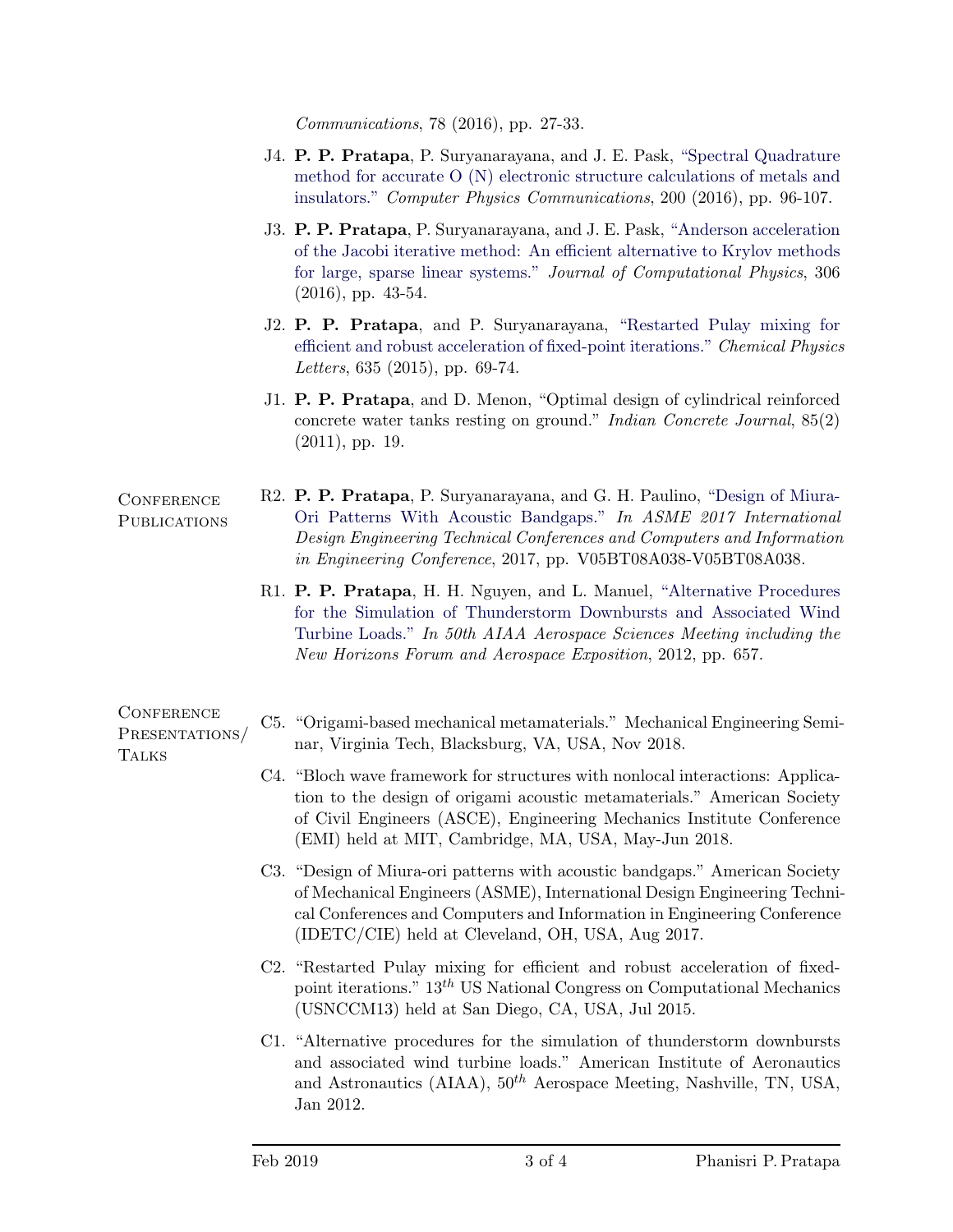*Communications*, 78 (2016), pp. 27-33.

- J4. **P. P. Pratapa**, P. Suryanarayana, and J. E. Pask, "Spectral Quadrature method for accurate O (N) electronic structure calculations of metals and insulators." *Computer Physics Communications*, 200 (2016), pp. 96-107.
- J3. **P. P. Pratapa**, P. Suryanarayana, and J. E. Pask, "Anderson acceleration of the Jacobi iterative method: An efficient alternative to Krylov methods for large, sparse linear systems." *Journal of Computational Physics*, 306 (2016), pp. 43-54.
- J2. **P. P. Pratapa**, and P. Suryanarayana, "Restarted Pulay mixing for efficient and robust acceleration of fixed-point iterations." *Chemical Physics Letters*, 635 (2015), pp. 69-74.
- J1. **P. P. Pratapa**, and D. Menon, "Optimal design of cylindrical reinforced concrete water tanks resting on ground." *Indian Concrete Journal*, 85(2) (2011), pp. 19.

## Conference Publications

- R2. **P. P. Pratapa**, P. Suryanarayana, and G. H. Paulino, "Design of Miura-Ori Patterns With Acoustic Bandgaps." *In ASME 2017 International Design Engineering Technical Conferences and Computers and Information in Engineering Conference*, 2017, pp. V05BT08A038-V05BT08A038.
- R1. **P. P. Pratapa**, H. H. Nguyen, and L. Manuel, "Alternative Procedures for the Simulation of Thunderstorm Downbursts and Associated Wind Turbine Loads." *In 50th AIAA Aerospace Sciences Meeting including the New Horizons Forum and Aerospace Exposition*, 2012, pp. 657.

## Conference Presentations/ Talks

- C5. "Origami-based mechanical metamaterials." Mechanical Engineering Seminar, Virginia Tech, Blacksburg, VA, USA, Nov 2018.
- C4. "Bloch wave framework for structures with nonlocal interactions: Application to the design of origami acoustic metamaterials." American Society of Civil Engineers (ASCE), Engineering Mechanics Institute Conference (EMI) held at MIT, Cambridge, MA, USA, May-Jun 2018.
- C3. "Design of Miura-ori patterns with acoustic bandgaps." American Society of Mechanical Engineers (ASME), International Design Engineering Technical Conferences and Computers and Information in Engineering Conference (IDETC/CIE) held at Cleveland, OH, USA, Aug 2017.
- C2. "Restarted Pulay mixing for efficient and robust acceleration of fixed-point iterations." 13$^{th}$ US National Congress on Computational Mechanics (USNCCM13) held at San Diego, CA, USA, Jul 2015.
- C1. "Alternative procedures for the simulation of thunderstorm downbursts and associated wind turbine loads." American Institute of Aeronautics and Astronautics (AIAA), 50$^{th}$ Aerospace Meeting, Nashville, TN, USA, Jan 2012.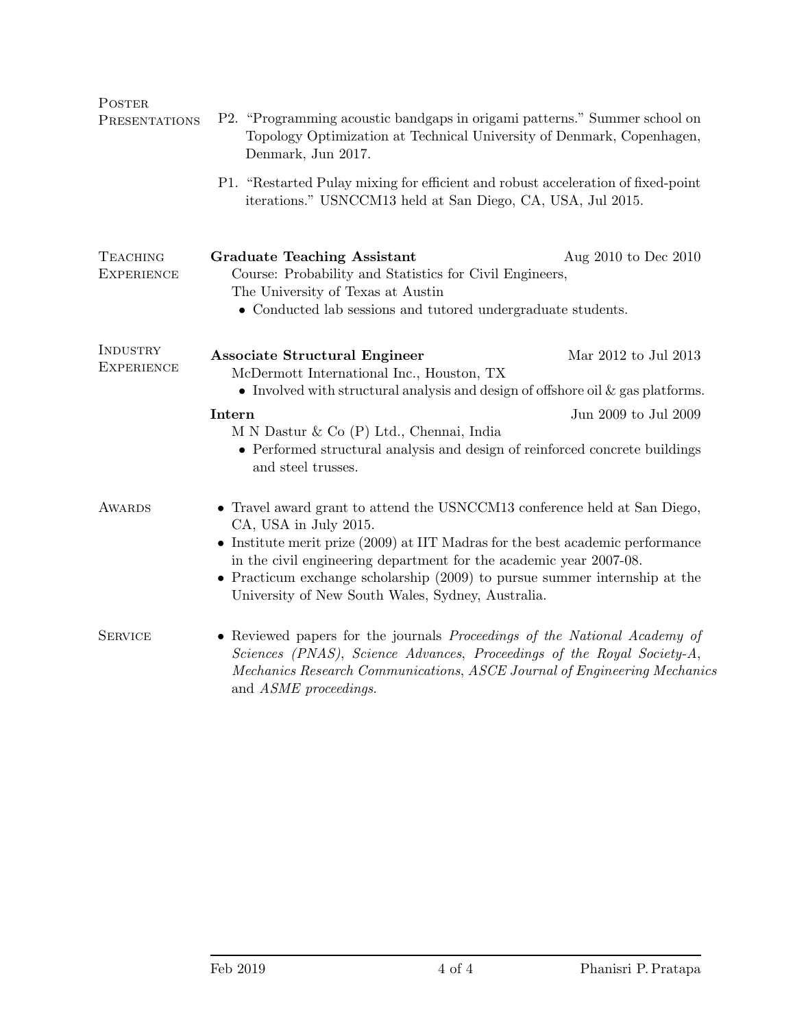## Poster Presentations

P2. "Programming acoustic bandgaps in origami patterns." Summer school on Topology Optimization at Technical University of Denmark, Copenhagen, Denmark, Jun 2017.

P1. "Restarted Pulay mixing for efficient and robust acceleration of fixed-point iterations." USNCCM13 held at San Diego, CA, USA, Jul 2015.

## Teaching Experience

**Graduate Teaching Assistant** — Aug 2010 to Dec 2010

Course: Probability and Statistics for Civil Engineers,
The University of Texas at Austin

- Conducted lab sessions and tutored undergraduate students.

## Industry Experience

**Associate Structural Engineer** — Mar 2012 to Jul 2013

McDermott International Inc., Houston, TX

- Involved with structural analysis and design of offshore oil & gas platforms.

**Intern** — Jun 2009 to Jul 2009

M N Dastur & Co (P) Ltd., Chennai, India

- Performed structural analysis and design of reinforced concrete buildings and steel trusses.

## Awards

- Travel award grant to attend the USNCCM13 conference held at San Diego, CA, USA in July 2015.
- Institute merit prize (2009) at IIT Madras for the best academic performance in the civil engineering department for the academic year 2007-08.
- Practicum exchange scholarship (2009) to pursue summer internship at the University of New South Wales, Sydney, Australia.

## Service

- Reviewed papers for the journals *Proceedings of the National Academy of Sciences (PNAS)*, *Science Advances*, *Proceedings of the Royal Society-A*, *Mechanics Research Communications*, *ASCE Journal of Engineering Mechanics* and *ASME proceedings*.